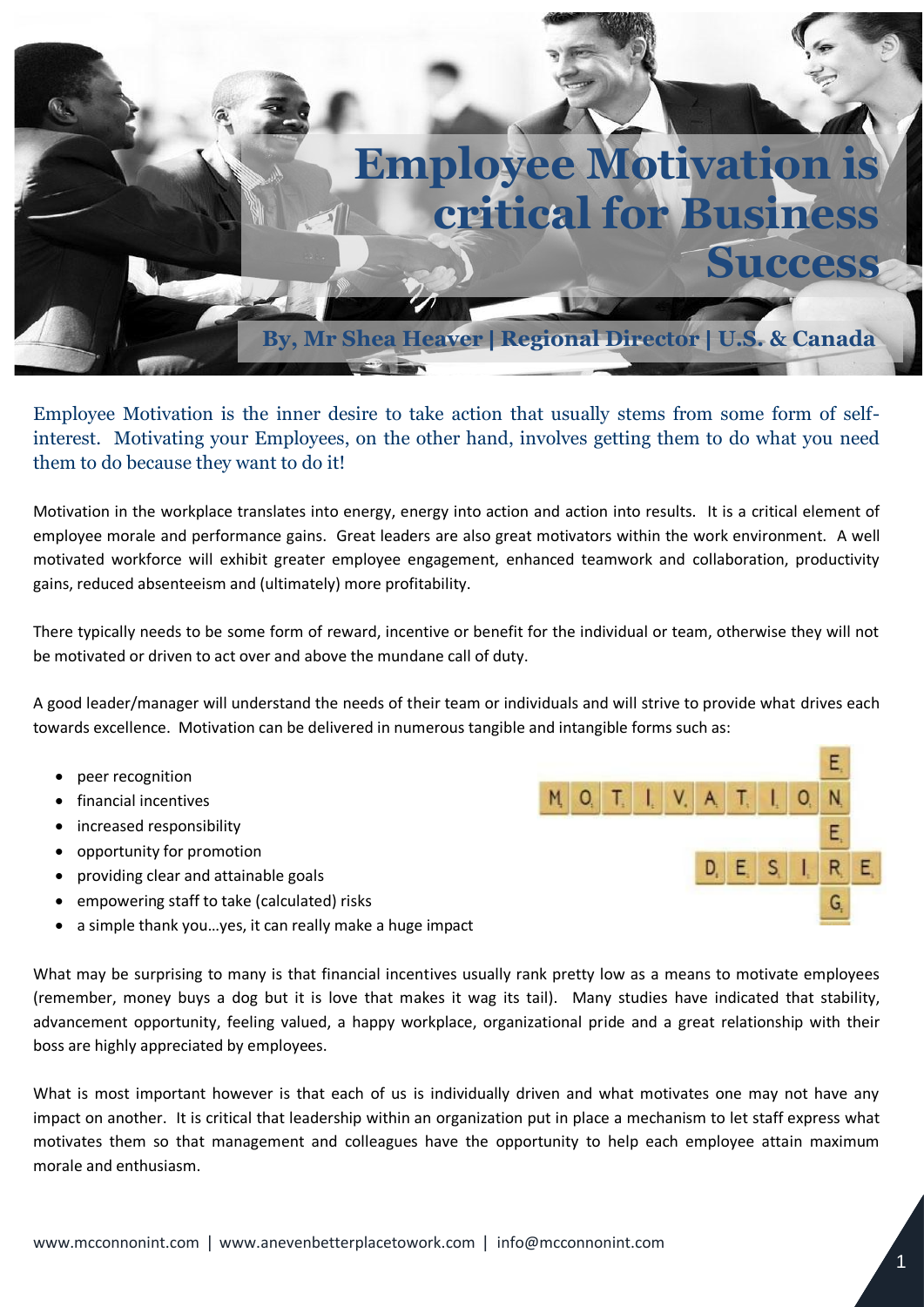# Employee Motivation is critical for Business Success

**By, Mr Shea Heaver | Regional Director | U.S. & Canada**

Employee Motivation is the inner desire to take action that usually stems from some form of self-interest. Motivating your Employees, on the other hand, involves getting them to do what you need them to do because they want to do it!

Motivation in the workplace translates into energy, energy into action and action into results. It is a critical element of employee morale and performance gains. Great leaders are also great motivators within the work environment. A well motivated workforce will exhibit greater employee engagement, enhanced teamwork and collaboration, productivity gains, reduced absenteeism and (ultimately) more profitability.

There typically needs to be some form of reward, incentive or benefit for the individual or team, otherwise they will not be motivated or driven to act over and above the mundane call of duty.

A good leader/manager will understand the needs of their team or individuals and will strive to provide what drives each towards excellence. Motivation can be delivered in numerous tangible and intangible forms such as:

- peer recognition
- financial incentives
- increased responsibility
- opportunity for promotion
- providing clear and attainable goals
- empowering staff to take (calculated) risks
- a simple thank you…yes, it can really make a huge impact

What may be surprising to many is that financial incentives usually rank pretty low as a means to motivate employees (remember, money buys a dog but it is love that makes it wag its tail). Many studies have indicated that stability, advancement opportunity, feeling valued, a happy workplace, organizational pride and a great relationship with their boss are highly appreciated by employees.

What is most important however is that each of us is individually driven and what motivates one may not have any impact on another. It is critical that leadership within an organization put in place a mechanism to let staff express what motivates them so that management and colleagues have the opportunity to help each employee attain maximum morale and enthusiasm.

www.mcconnonint.com | www.anevenbetterplacetowork.com | info@mcconnonint.com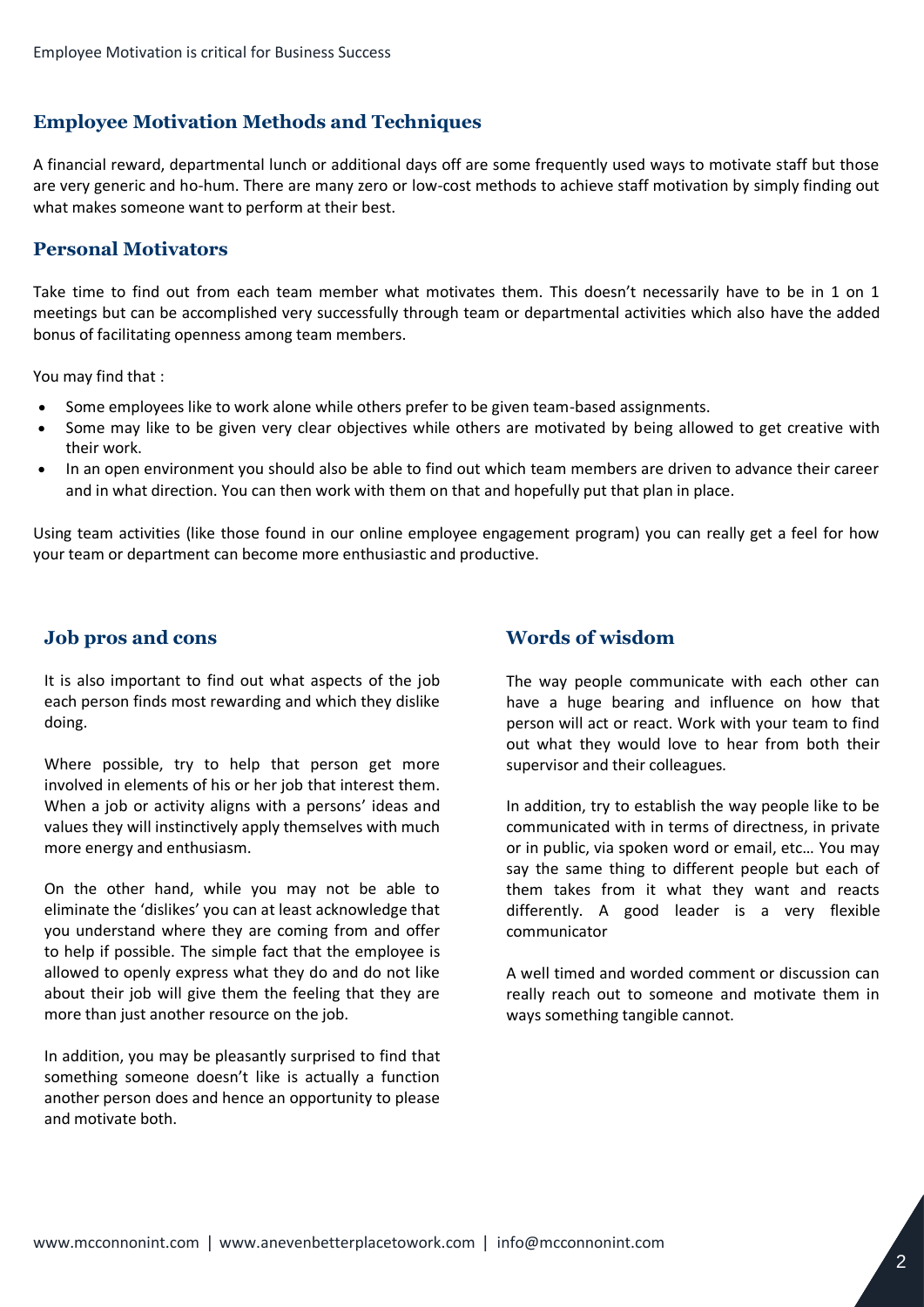## Employee Motivation Methods and Techniques

A financial reward, departmental lunch or additional days off are some frequently used ways to motivate staff but those are very generic and ho-hum. There are many zero or low-cost methods to achieve staff motivation by simply finding out what makes someone want to perform at their best.

## Personal Motivators

Take time to find out from each team member what motivates them. This doesn't necessarily have to be in 1 on 1 meetings but can be accomplished very successfully through team or departmental activities which also have the added bonus of facilitating openness among team members.

You may find that :

- Some employees like to work alone while others prefer to be given team-based assignments.
- Some may like to be given very clear objectives while others are motivated by being allowed to get creative with their work.
- In an open environment you should also be able to find out which team members are driven to advance their career and in what direction. You can then work with them on that and hopefully put that plan in place.

Using team activities (like those found in our online employee engagement program) you can really get a feel for how your team or department can become more enthusiastic and productive.

### Job pros and cons

It is also important to find out what aspects of the job each person finds most rewarding and which they dislike doing.

Where possible, try to help that person get more involved in elements of his or her job that interest them. When a job or activity aligns with a persons' ideas and values they will instinctively apply themselves with much more energy and enthusiasm.

On the other hand, while you may not be able to eliminate the 'dislikes' you can at least acknowledge that you understand where they are coming from and offer to help if possible. The simple fact that the employee is allowed to openly express what they do and do not like about their job will give them the feeling that they are more than just another resource on the job.

In addition, you may be pleasantly surprised to find that something someone doesn't like is actually a function another person does and hence an opportunity to please and motivate both.

### Words of wisdom

The way people communicate with each other can have a huge bearing and influence on how that person will act or react. Work with your team to find out what they would love to hear from both their supervisor and their colleagues.

In addition, try to establish the way people like to be communicated with in terms of directness, in private or in public, via spoken word or email, etc… You may say the same thing to different people but each of them takes from it what they want and reacts differently. A good leader is a very flexible communicator

A well timed and worded comment or discussion can really reach out to someone and motivate them in ways something tangible cannot.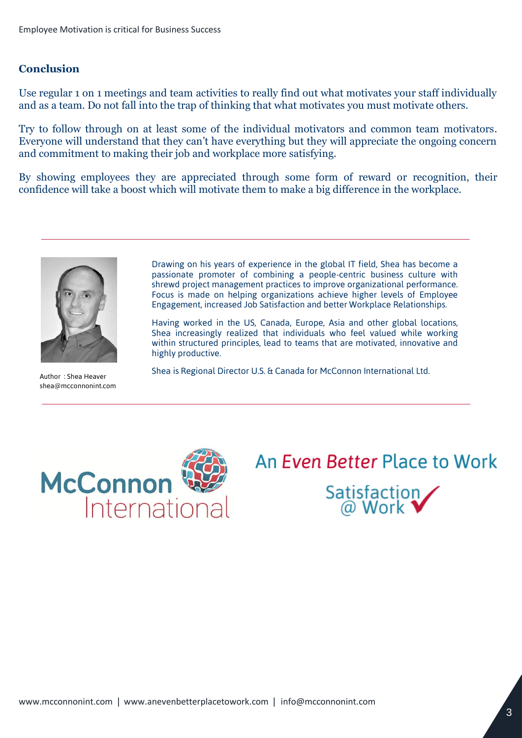## Conclusion

Use regular 1 on 1 meetings and team activities to really find out what motivates your staff individually and as a team. Do not fall into the trap of thinking that what motivates you must motivate others.

Try to follow through on at least some of the individual motivators and common team motivators. Everyone will understand that they can't have everything but they will appreciate the ongoing concern and commitment to making their job and workplace more satisfying.

By showing employees they are appreciated through some form of reward or recognition, their confidence will take a boost which will motivate them to make a big difference in the workplace.

---

Author : Shea Heaver
shea@mcconnonint.com

Drawing on his years of experience in the global IT field, Shea has become a passionate promoter of combining a people-centric business culture with shrewd project management practices to improve organizational performance. Focus is made on helping organizations achieve higher levels of Employee Engagement, increased Job Satisfaction and better Workplace Relationships.

Having worked in the US, Canada, Europe, Asia and other global locations, Shea increasingly realized that individuals who feel valued while working within structured principles, lead to teams that are motivated, innovative and highly productive.

Shea is Regional Director U.S. & Canada for McConnon International Ltd.

---

McConnon International

An *Even Better* Place to Work

Satisfaction @ Work

www.mcconnonint.com | www.anevenbetterplacetowork.com | info@mcconnonint.com